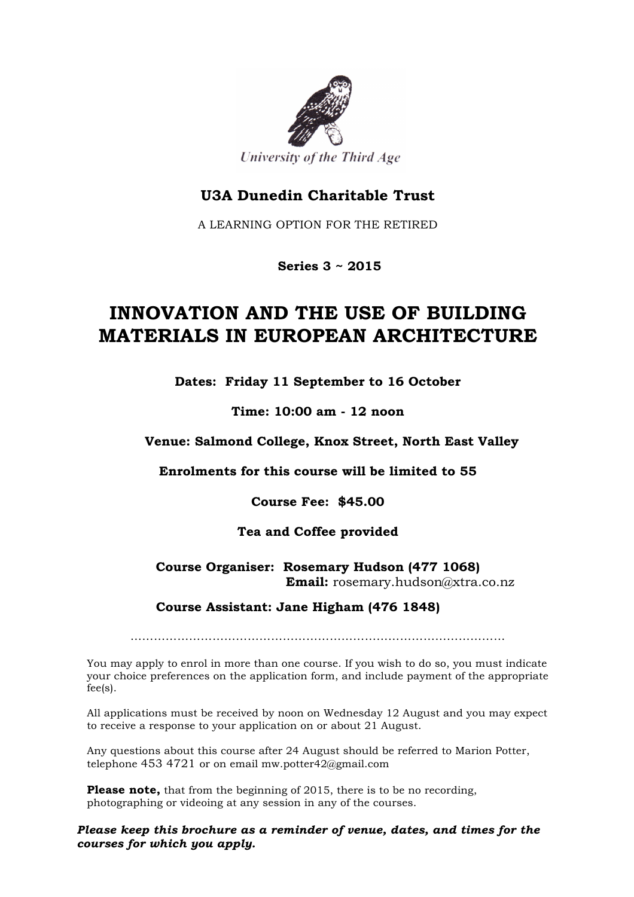University of the Third Age

**U3A Dunedin Charitable Trust**

A LEARNING OPTION FOR THE RETIRED

**Series 3 ~ 2015**

# INNOVATION AND THE USE OF BUILDING MATERIALS IN EUROPEAN ARCHITECTURE

**Dates: Friday 11 September to 16 October**

**Time: 10:00 am - 12 noon**

**Venue: Salmond College, Knox Street, North East Valley**

**Enrolments for this course will be limited to 55**

**Course Fee: $45.00**

**Tea and Coffee provided**

**Course Organiser: Rosemary Hudson (477 1068)**
**Email:** rosemary.hudson@xtra.co.nz

**Course Assistant: Jane Higham (476 1848)**

.........................................................................................

You may apply to enrol in more than one course. If you wish to do so, you must indicate your choice preferences on the application form, and include payment of the appropriate fee(s).

All applications must be received by noon on Wednesday 12 August and you may expect to receive a response to your application on or about 21 August.

Any questions about this course after 24 August should be referred to Marion Potter, telephone 453 4721 or on email mw.potter42@gmail.com

**Please note,** that from the beginning of 2015, there is to be no recording, photographing or videoing at any session in any of the courses.

***Please keep this brochure as a reminder of venue, dates, and times for the courses for which you apply.***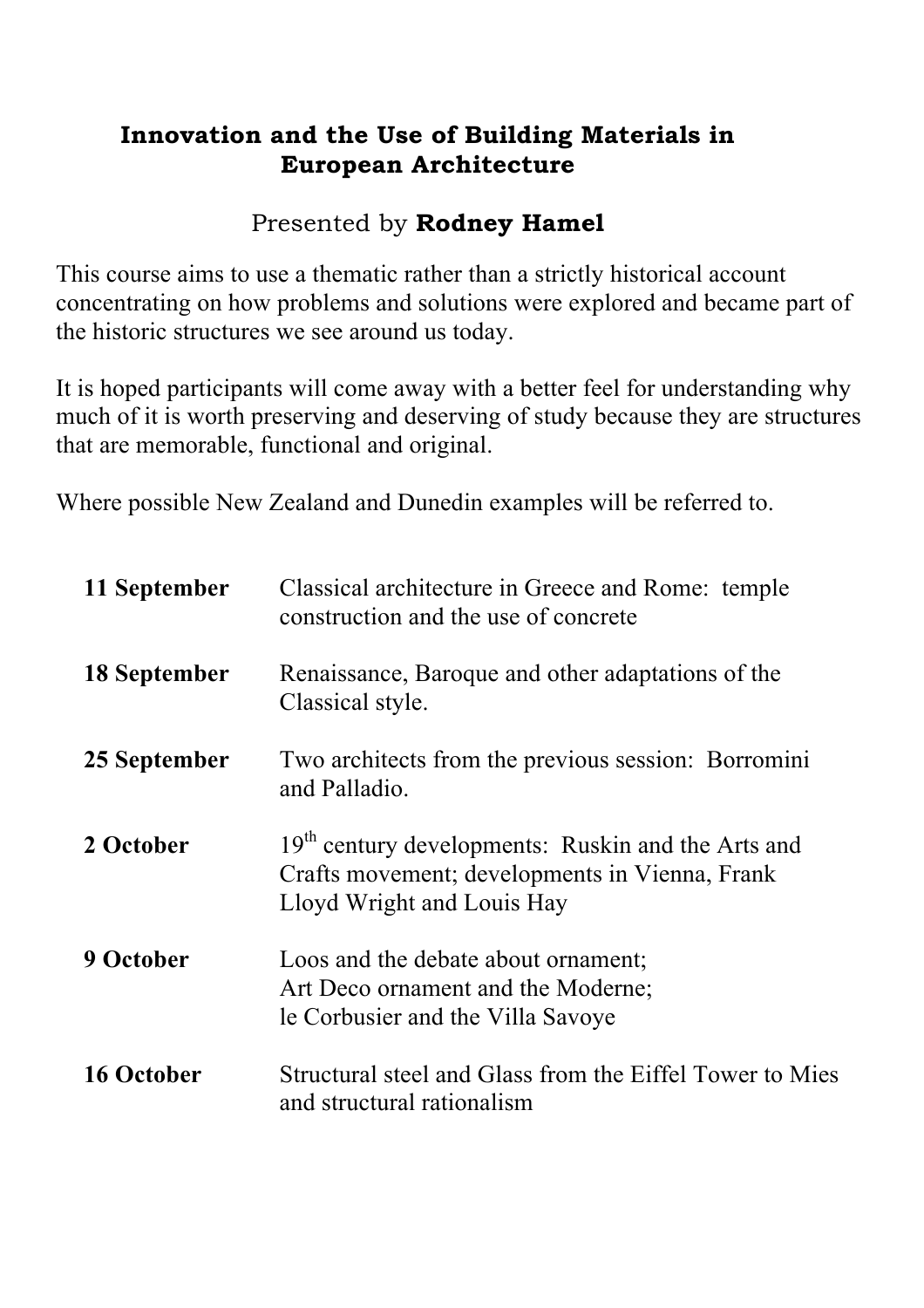## Innovation and the Use of Building Materials in European Architecture

Presented by **Rodney Hamel**

This course aims to use a thematic rather than a strictly historical account concentrating on how problems and solutions were explored and became part of the historic structures we see around us today.

It is hoped participants will come away with a better feel for understanding why much of it is worth preserving and deserving of study because they are structures that are memorable, functional and original.

Where possible New Zealand and Dunedin examples will be referred to.

| | |
|---|---|
| **11 September** | Classical architecture in Greece and Rome: temple construction and the use of concrete |
| **18 September** | Renaissance, Baroque and other adaptations of the Classical style. |
| **25 September** | Two architects from the previous session: Borromini and Palladio. |
| **2 October** | 19th century developments: Ruskin and the Arts and Crafts movement; developments in Vienna, Frank Lloyd Wright and Louis Hay |
| **9 October** | Loos and the debate about ornament; Art Deco ornament and the Moderne; le Corbusier and the Villa Savoye |
| **16 October** | Structural steel and Glass from the Eiffel Tower to Mies and structural rationalism |